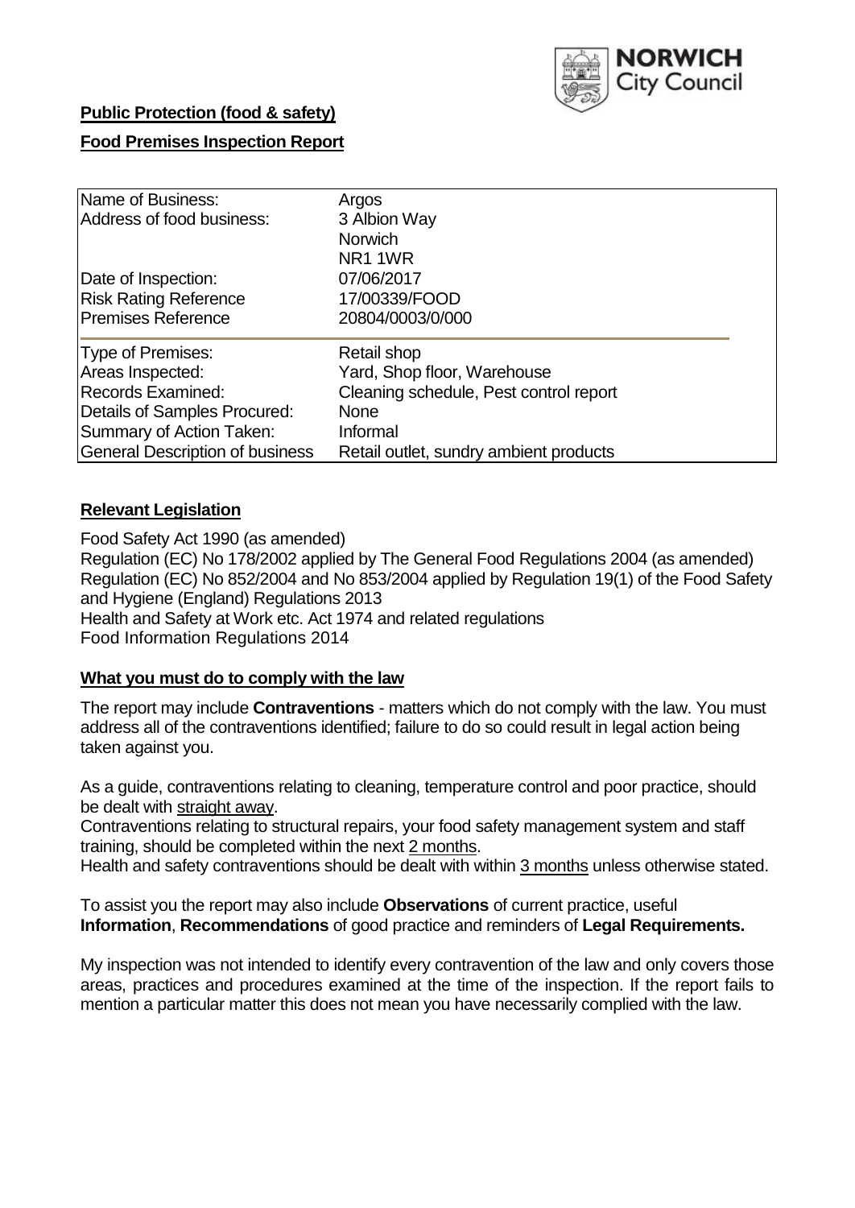NORWICH City Council

**Public Protection (food & safety)**

**Food Premises Inspection Report**

| | |
|---|---|
| Name of Business: | Argos |
| Address of food business: | 3 Albion Way<br>Norwich<br>NR1 1WR |
| Date of Inspection: | 07/06/2017 |
| Risk Rating Reference | 17/00339/FOOD |
| Premises Reference | 20804/0003/0/000 |
| Type of Premises: | Retail shop |
| Areas Inspected: | Yard, Shop floor, Warehouse |
| Records Examined: | Cleaning schedule, Pest control report |
| Details of Samples Procured: | None |
| Summary of Action Taken: | Informal |
| General Description of business | Retail outlet, sundry ambient products |

## **Relevant Legislation**

Food Safety Act 1990 (as amended)
Regulation (EC) No 178/2002 applied by The General Food Regulations 2004 (as amended)
Regulation (EC) No 852/2004 and No 853/2004 applied by Regulation 19(1) of the Food Safety and Hygiene (England) Regulations 2013
Health and Safety at Work etc. Act 1974 and related regulations
Food Information Regulations 2014

## **What you must do to comply with the law**

The report may include **Contraventions** - matters which do not comply with the law. You must address all of the contraventions identified; failure to do so could result in legal action being taken against you.

As a guide, contraventions relating to cleaning, temperature control and poor practice, should be dealt with straight away.
Contraventions relating to structural repairs, your food safety management system and staff training, should be completed within the next 2 months.
Health and safety contraventions should be dealt with within 3 months unless otherwise stated.

To assist you the report may also include **Observations** of current practice, useful **Information**, **Recommendations** of good practice and reminders of **Legal Requirements.**

My inspection was not intended to identify every contravention of the law and only covers those areas, practices and procedures examined at the time of the inspection. If the report fails to mention a particular matter this does not mean you have necessarily complied with the law.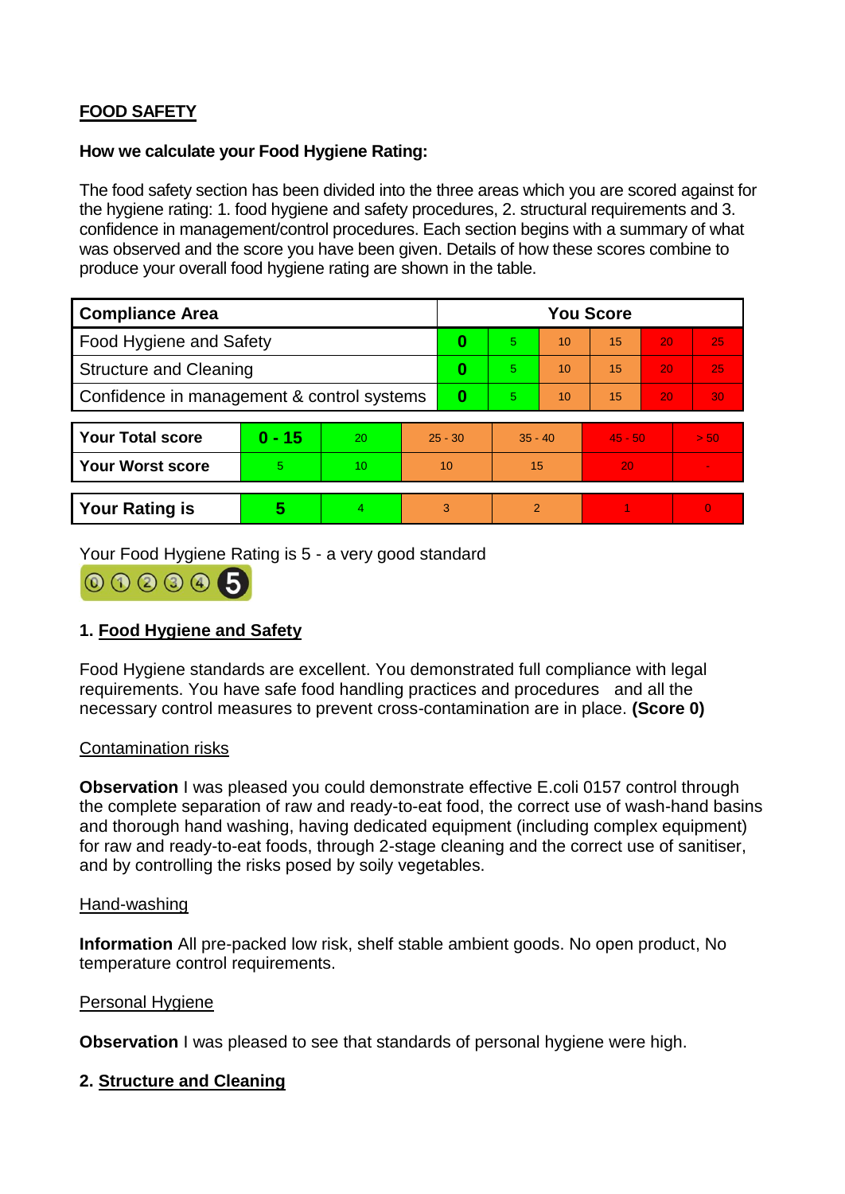**FOOD SAFETY**

**How we calculate your Food Hygiene Rating:**

The food safety section has been divided into the three areas which you are scored against for the hygiene rating: 1. food hygiene and safety procedures, 2. structural requirements and 3. confidence in management/control procedures. Each section begins with a summary of what was observed and the score you have been given. Details of how these scores combine to produce your overall food hygiene rating are shown in the table.

| Compliance Area | You Score | | | | | |
|---|---|---|---|---|---|---|
| Food Hygiene and Safety | **0** | 5 | 10 | 15 | 20 | 25 |
| Structure and Cleaning | **0** | 5 | 10 | 15 | 20 | 25 |
| Confidence in management & control systems | **0** | 5 | 10 | 15 | 20 | 30 |

| | | | | | | |
|---|---|---|---|---|---|---|
| **Your Total score** | **0 - 15** | 20 | 25 - 30 | 35 - 40 | 45 - 50 | > 50 |
| **Your Worst score** | 5 | 10 | 10 | 15 | 20 | - |

| | | | | | | |
|---|---|---|---|---|---|---|
| **Your Rating is** | **5** | 4 | 3 | 2 | 1 | 0 |

Your Food Hygiene Rating is 5 - a very good standard

## 1. Food Hygiene and Safety

Food Hygiene standards are excellent. You demonstrated full compliance with legal requirements. You have safe food handling practices and procedures and all the necessary control measures to prevent cross-contamination are in place. **(Score 0)**

Contamination risks

**Observation** I was pleased you could demonstrate effective E.coli 0157 control through the complete separation of raw and ready-to-eat food, the correct use of wash-hand basins and thorough hand washing, having dedicated equipment (including complex equipment) for raw and ready-to-eat foods, through 2-stage cleaning and the correct use of sanitiser, and by controlling the risks posed by soily vegetables.

Hand-washing

**Information** All pre-packed low risk, shelf stable ambient goods. No open product, No temperature control requirements.

Personal Hygiene

**Observation** I was pleased to see that standards of personal hygiene were high.

## 2. Structure and Cleaning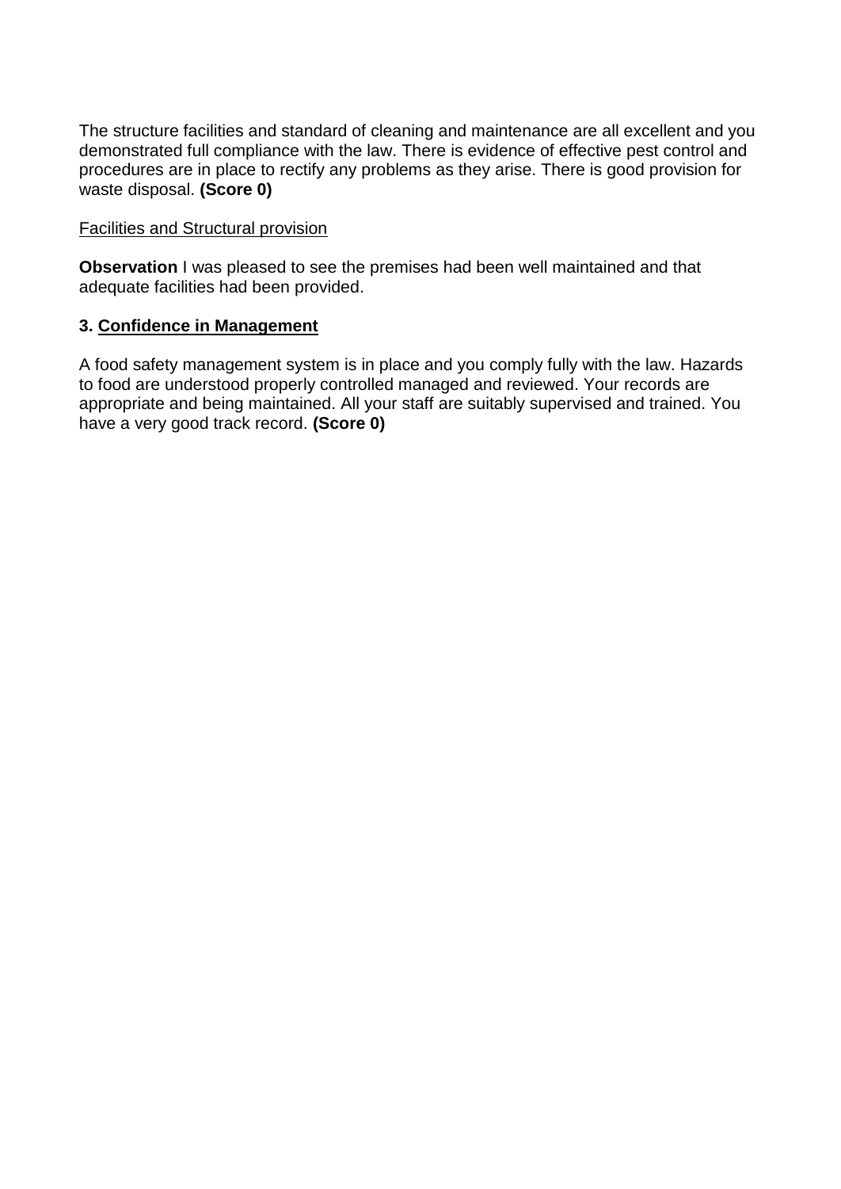The structure facilities and standard of cleaning and maintenance are all excellent and you demonstrated full compliance with the law. There is evidence of effective pest control and procedures are in place to rectify any problems as they arise. There is good provision for waste disposal. **(Score 0)**

Facilities and Structural provision

**Observation** I was pleased to see the premises had been well maintained and that adequate facilities had been provided.

### 3. Confidence in Management

A food safety management system is in place and you comply fully with the law. Hazards to food are understood properly controlled managed and reviewed. Your records are appropriate and being maintained. All your staff are suitably supervised and trained. You have a very good track record. **(Score 0)**